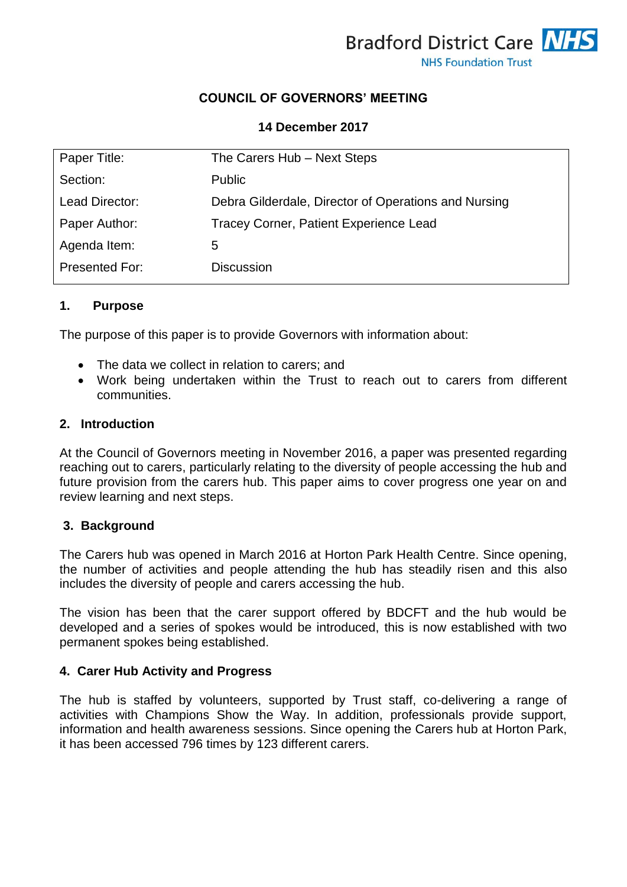Bradford District Care NHS
NHS Foundation Trust

**COUNCIL OF GOVERNORS' MEETING**

**14 December 2017**

| | |
|---|---|
| Paper Title: | The Carers Hub – Next Steps |
| Section: | Public |
| Lead Director: | Debra Gilderdale, Director of Operations and Nursing |
| Paper Author: | Tracey Corner, Patient Experience Lead |
| Agenda Item: | 5 |
| Presented For: | Discussion |

## 1. Purpose

The purpose of this paper is to provide Governors with information about:

- The data we collect in relation to carers; and
- Work being undertaken within the Trust to reach out to carers from different communities.

## 2. Introduction

At the Council of Governors meeting in November 2016, a paper was presented regarding reaching out to carers, particularly relating to the diversity of people accessing the hub and future provision from the carers hub. This paper aims to cover progress one year on and review learning and next steps.

## 3. Background

The Carers hub was opened in March 2016 at Horton Park Health Centre. Since opening, the number of activities and people attending the hub has steadily risen and this also includes the diversity of people and carers accessing the hub.

The vision has been that the carer support offered by BDCFT and the hub would be developed and a series of spokes would be introduced, this is now established with two permanent spokes being established.

## 4. Carer Hub Activity and Progress

The hub is staffed by volunteers, supported by Trust staff, co-delivering a range of activities with Champions Show the Way. In addition, professionals provide support, information and health awareness sessions. Since opening the Carers hub at Horton Park, it has been accessed 796 times by 123 different carers.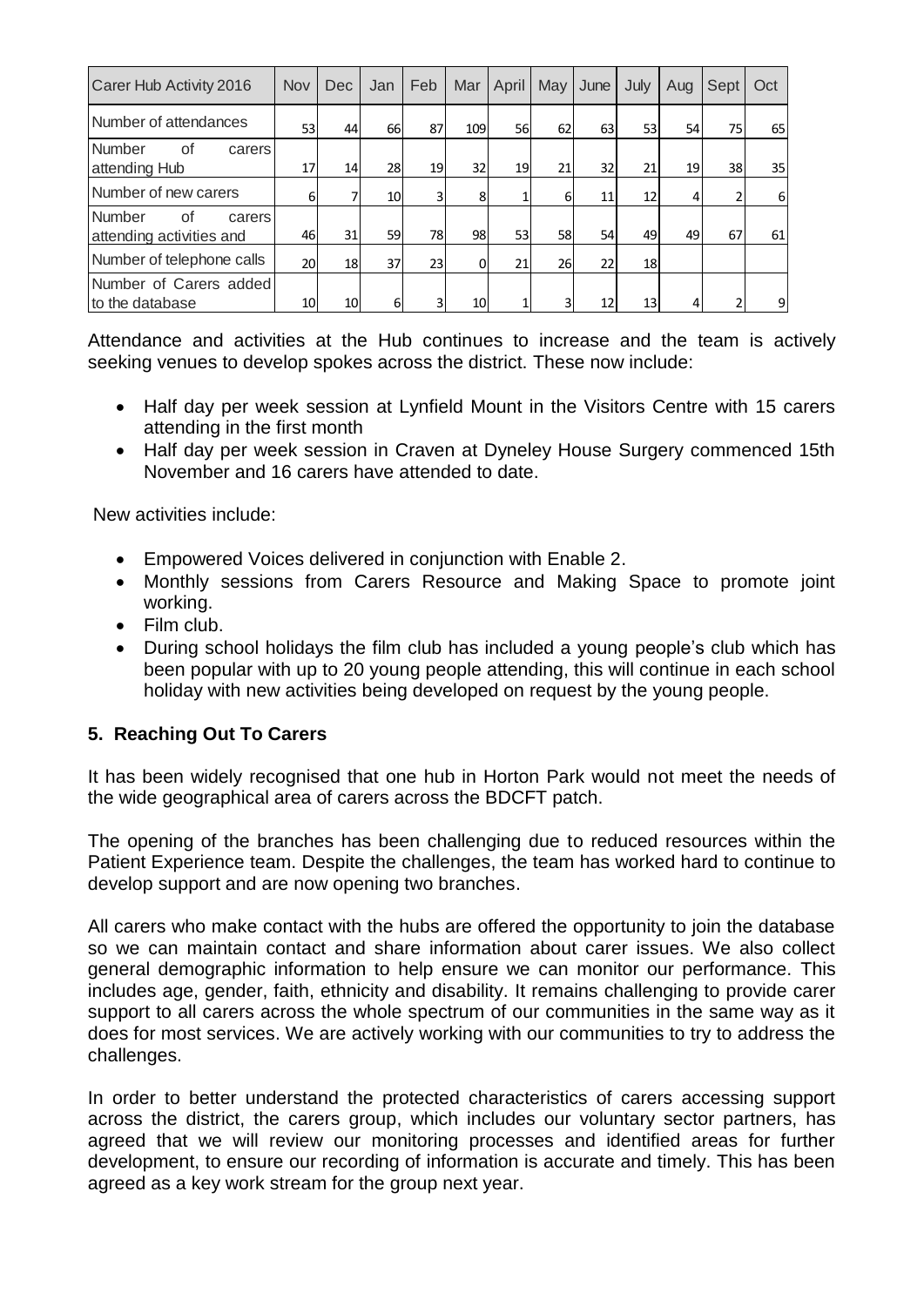| Carer Hub Activity 2016 | Nov | Dec | Jan | Feb | Mar | April | May | June | July | Aug | Sept | Oct |
|---|---|---|---|---|---|---|---|---|---|---|---|---|
| Number of attendances | 53 | 44 | 66 | 87 | 109 | 56 | 62 | 63 | 53 | 54 | 75 | 65 |
| Number of carers attending Hub | 17 | 14 | 28 | 19 | 32 | 19 | 21 | 32 | 21 | 19 | 38 | 35 |
| Number of new carers | 6 | 7 | 10 | 3 | 8 | 1 | 6 | 11 | 12 | 4 | 2 | 6 |
| Number of carers attending activities and | 46 | 31 | 59 | 78 | 98 | 53 | 58 | 54 | 49 | 49 | 67 | 61 |
| Number of telephone calls | 20 | 18 | 37 | 23 | 0 | 21 | 26 | 22 | 18 | | | |
| Number of Carers added to the database | 10 | 10 | 6 | 3 | 10 | 1 | 3 | 12 | 13 | 4 | 2 | 9 |

Attendance and activities at the Hub continues to increase and the team is actively seeking venues to develop spokes across the district. These now include:

- Half day per week session at Lynfield Mount in the Visitors Centre with 15 carers attending in the first month
- Half day per week session in Craven at Dyneley House Surgery commenced 15th November and 16 carers have attended to date.

New activities include:

- Empowered Voices delivered in conjunction with Enable 2.
- Monthly sessions from Carers Resource and Making Space to promote joint working.
- Film club.
- During school holidays the film club has included a young people's club which has been popular with up to 20 young people attending, this will continue in each school holiday with new activities being developed on request by the young people.

## 5. Reaching Out To Carers

It has been widely recognised that one hub in Horton Park would not meet the needs of the wide geographical area of carers across the BDCFT patch.

The opening of the branches has been challenging due to reduced resources within the Patient Experience team. Despite the challenges, the team has worked hard to continue to develop support and are now opening two branches.

All carers who make contact with the hubs are offered the opportunity to join the database so we can maintain contact and share information about carer issues. We also collect general demographic information to help ensure we can monitor our performance. This includes age, gender, faith, ethnicity and disability. It remains challenging to provide carer support to all carers across the whole spectrum of our communities in the same way as it does for most services. We are actively working with our communities to try to address the challenges.

In order to better understand the protected characteristics of carers accessing support across the district, the carers group, which includes our voluntary sector partners, has agreed that we will review our monitoring processes and identified areas for further development, to ensure our recording of information is accurate and timely. This has been agreed as a key work stream for the group next year.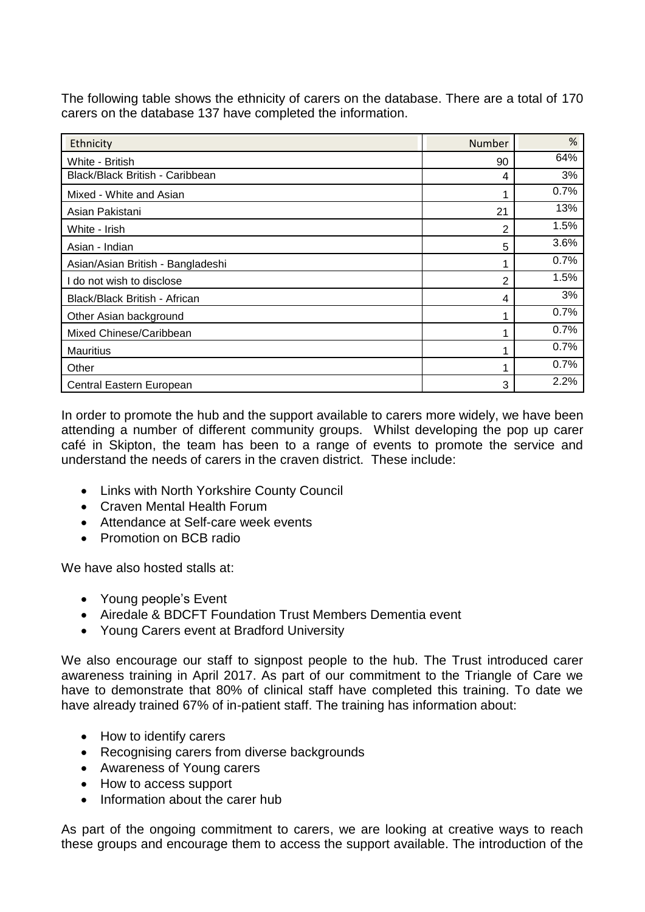The following table shows the ethnicity of carers on the database. There are a total of 170 carers on the database 137 have completed the information.

| Ethnicity | Number | % |
|---|---|---|
| White - British | 90 | 64% |
| Black/Black British - Caribbean | 4 | 3% |
| Mixed - White and Asian | 1 | 0.7% |
| Asian Pakistani | 21 | 13% |
| White - Irish | 2 | 1.5% |
| Asian - Indian | 5 | 3.6% |
| Asian/Asian British - Bangladeshi | 1 | 0.7% |
| I do not wish to disclose | 2 | 1.5% |
| Black/Black British - African | 4 | 3% |
| Other Asian background | 1 | 0.7% |
| Mixed Chinese/Caribbean | 1 | 0.7% |
| Mauritius | 1 | 0.7% |
| Other | 1 | 0.7% |
| Central Eastern European | 3 | 2.2% |

In order to promote the hub and the support available to carers more widely, we have been attending a number of different community groups. Whilst developing the pop up carer café in Skipton, the team has been to a range of events to promote the service and understand the needs of carers in the craven district. These include:

- Links with North Yorkshire County Council
- Craven Mental Health Forum
- Attendance at Self-care week events
- Promotion on BCB radio

We have also hosted stalls at:

- Young people's Event
- Airedale & BDCFT Foundation Trust Members Dementia event
- Young Carers event at Bradford University

We also encourage our staff to signpost people to the hub. The Trust introduced carer awareness training in April 2017. As part of our commitment to the Triangle of Care we have to demonstrate that 80% of clinical staff have completed this training. To date we have already trained 67% of in-patient staff. The training has information about:

- How to identify carers
- Recognising carers from diverse backgrounds
- Awareness of Young carers
- How to access support
- Information about the carer hub

As part of the ongoing commitment to carers, we are looking at creative ways to reach these groups and encourage them to access the support available. The introduction of the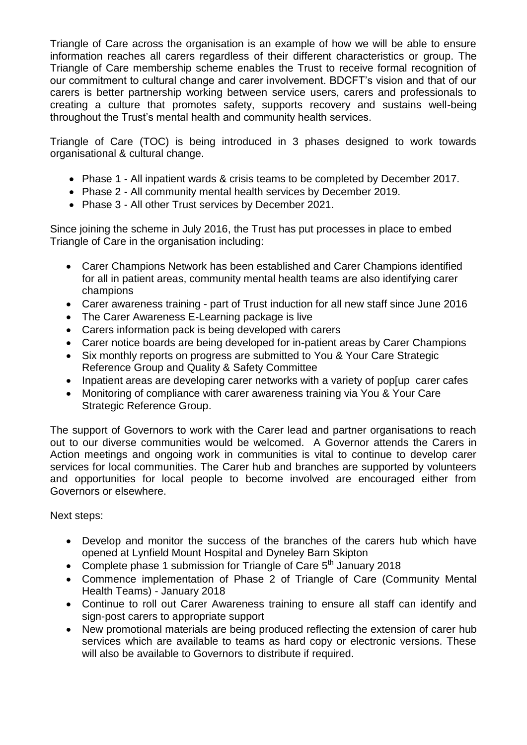Triangle of Care across the organisation is an example of how we will be able to ensure information reaches all carers regardless of their different characteristics or group. The Triangle of Care membership scheme enables the Trust to receive formal recognition of our commitment to cultural change and carer involvement. BDCFT's vision and that of our carers is better partnership working between service users, carers and professionals to creating a culture that promotes safety, supports recovery and sustains well-being throughout the Trust's mental health and community health services.

Triangle of Care (TOC) is being introduced in 3 phases designed to work towards organisational & cultural change.

- Phase 1 - All inpatient wards & crisis teams to be completed by December 2017.
- Phase 2 - All community mental health services by December 2019.
- Phase 3 - All other Trust services by December 2021.

Since joining the scheme in July 2016, the Trust has put processes in place to embed Triangle of Care in the organisation including:

- Carer Champions Network has been established and Carer Champions identified for all in patient areas, community mental health teams are also identifying carer champions
- Carer awareness training - part of Trust induction for all new staff since June 2016
- The Carer Awareness E-Learning package is live
- Carers information pack is being developed with carers
- Carer notice boards are being developed for in-patient areas by Carer Champions
- Six monthly reports on progress are submitted to You & Your Care Strategic Reference Group and Quality & Safety Committee
- Inpatient areas are developing carer networks with a variety of pop[up carer cafes
- Monitoring of compliance with carer awareness training via You & Your Care Strategic Reference Group.

The support of Governors to work with the Carer lead and partner organisations to reach out to our diverse communities would be welcomed. A Governor attends the Carers in Action meetings and ongoing work in communities is vital to continue to develop carer services for local communities. The Carer hub and branches are supported by volunteers and opportunities for local people to become involved are encouraged either from Governors or elsewhere.

Next steps:

- Develop and monitor the success of the branches of the carers hub which have opened at Lynfield Mount Hospital and Dyneley Barn Skipton
- Complete phase 1 submission for Triangle of Care 5th January 2018
- Commence implementation of Phase 2 of Triangle of Care (Community Mental Health Teams) - January 2018
- Continue to roll out Carer Awareness training to ensure all staff can identify and sign-post carers to appropriate support
- New promotional materials are being produced reflecting the extension of carer hub services which are available to teams as hard copy or electronic versions. These will also be available to Governors to distribute if required.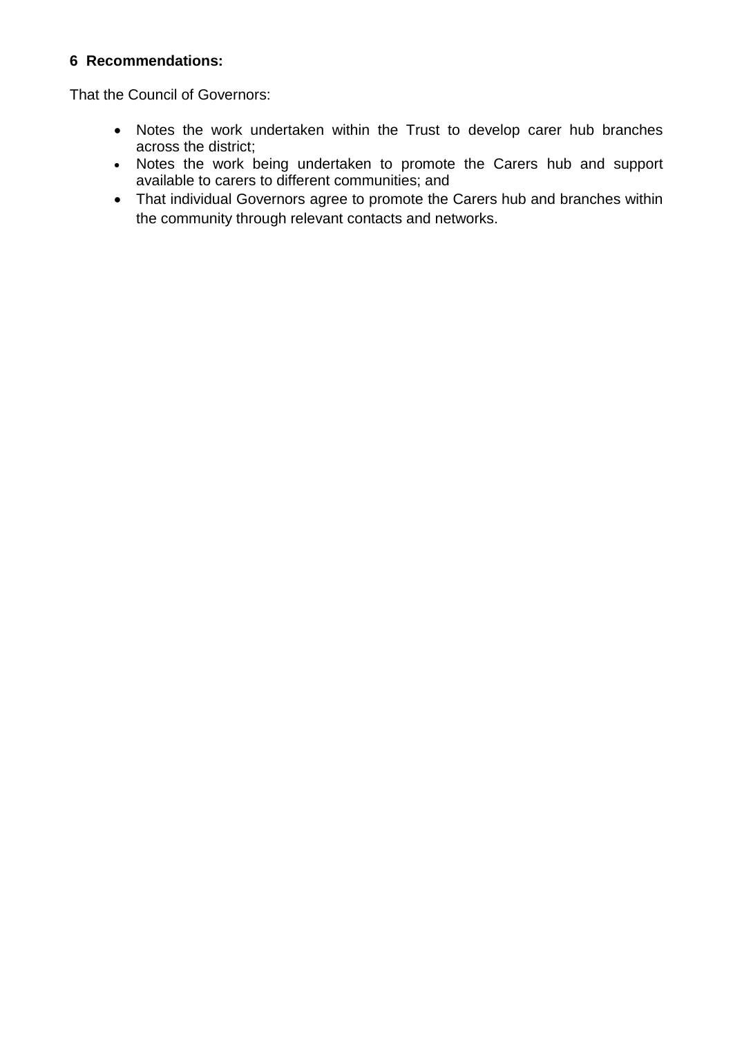## 6 Recommendations:

That the Council of Governors:

- Notes the work undertaken within the Trust to develop carer hub branches across the district;
- Notes the work being undertaken to promote the Carers hub and support available to carers to different communities; and
- That individual Governors agree to promote the Carers hub and branches within the community through relevant contacts and networks.